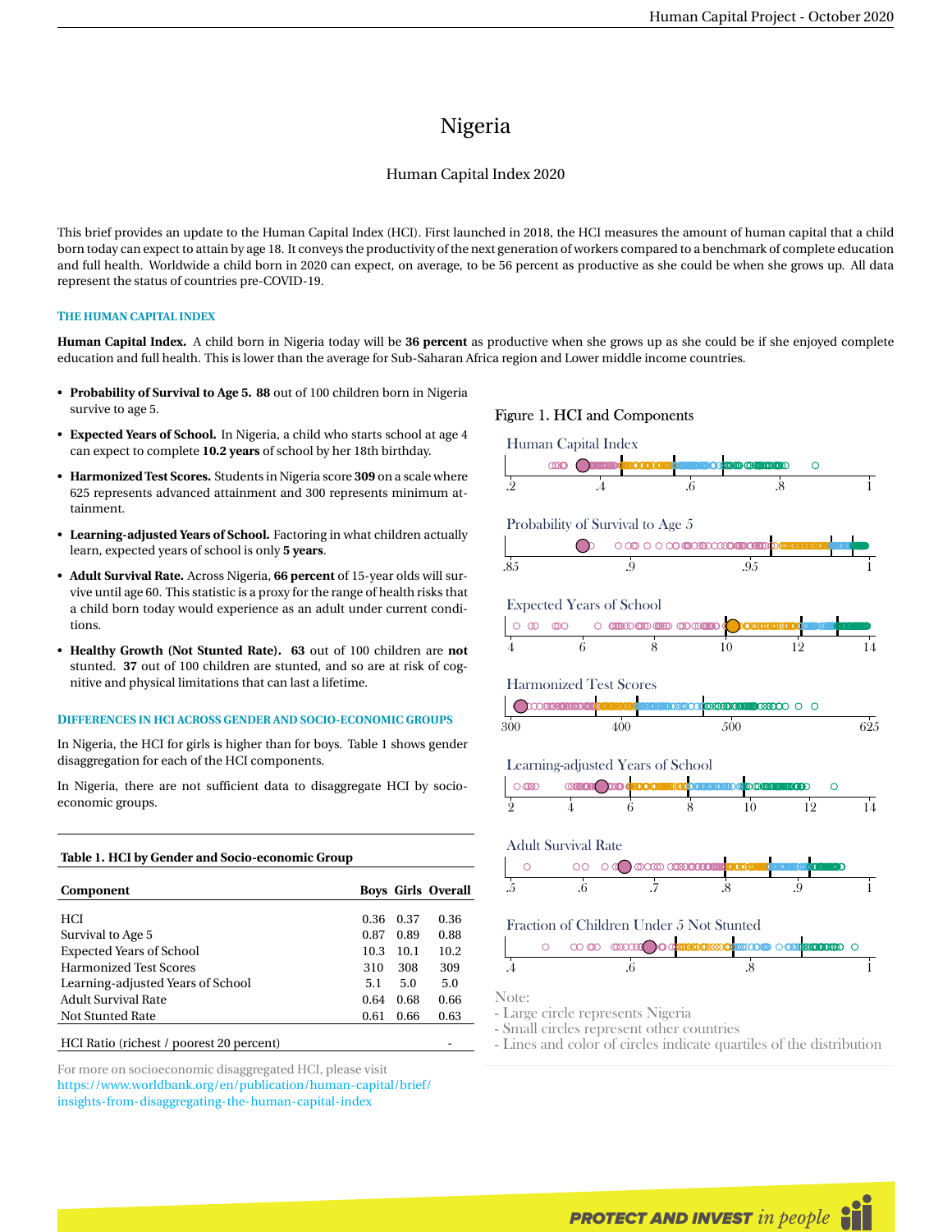# Nigeria

## Human Capital Index 2020

This brief provides an update to the Human Capital Index (HCI). First launched in 2018, the HCI measures the amount of human capital that a child born today can expect to attain by age 18. It conveys the productivity of the next generation of workers compared to a benchmark of complete education and full health. Worldwide a child born in 2020 can expect, on average, to be 56 percent as productive as she could be when she grows up. All data represent the status of countries pre-COVID-19.

### THE HUMAN CAPITAL INDEX

**Human Capital Index.** A child born in Nigeria today will be **36 percent** as productive when she grows up as she could be if she enjoyed complete education and full health. This is lower than the average for Sub-Saharan Africa region and Lower middle income countries.

- **Probability of Survival to Age 5. 88** out of 100 children born in Nigeria survive to age 5.
- **Expected Years of School.** In Nigeria, a child who starts school at age 4 can expect to complete **10.2 years** of school by her 18th birthday.
- **Harmonized Test Scores.** Students in Nigeria score **309** on a scale where 625 represents advanced attainment and 300 represents minimum attainment.
- **Learning-adjusted Years of School.** Factoring in what children actually learn, expected years of school is only **5 years**.
- **Adult Survival Rate.** Across Nigeria, **66 percent** of 15-year olds will survive until age 60. This statistic is a proxy for the range of health risks that a child born today would experience as an adult under current conditions.
- **Healthy Growth (Not Stunted Rate). 63** out of 100 children are **not** stunted. **37** out of 100 children are stunted, and so are at risk of cognitive and physical limitations that can last a lifetime.

### DIFFERENCES IN HCI ACROSS GENDER AND SOCIO-ECONOMIC GROUPS

In Nigeria, the HCI for girls is higher than for boys. Table 1 shows gender disaggregation for each of the HCI components.

In Nigeria, there are not sufficient data to disaggregate HCI by socio-economic groups.

**Table 1. HCI by Gender and Socio-economic Group**

| Component | Boys | Girls | Overall |
|---|---|---|---|
| HCI | 0.36 | 0.37 | 0.36 |
| Survival to Age 5 | 0.87 | 0.89 | 0.88 |
| Expected Years of School | 10.3 | 10.1 | 10.2 |
| Harmonized Test Scores | 310 | 308 | 309 |
| Learning-adjusted Years of School | 5.1 | 5.0 | 5.0 |
| Adult Survival Rate | 0.64 | 0.68 | 0.66 |
| Not Stunted Rate | 0.61 | 0.66 | 0.63 |
| HCI Ratio (richest / poorest 20 percent) | | | - |

For more on socioeconomic disaggregated HCI, please visit https://www.worldbank.org/en/publication/human-capital/brief/insights-from-disaggregating-the-human-capital-index

**Figure 1. HCI and Components**

Human Capital Index (.2 – 1)

Probability of Survival to Age 5 (.85 – 1)

Expected Years of School (4 – 14)

Harmonized Test Scores (300 – 625)

Learning-adjusted Years of School (2 – 14)

Adult Survival Rate (.5 – 1)

Fraction of Children Under 5 Not Stunted (.4 – 1)

Note:
- Large circle represents Nigeria
- Small circles represent other countries
- Lines and color of circles indicate quartiles of the distribution

PROTECT AND INVEST *in people*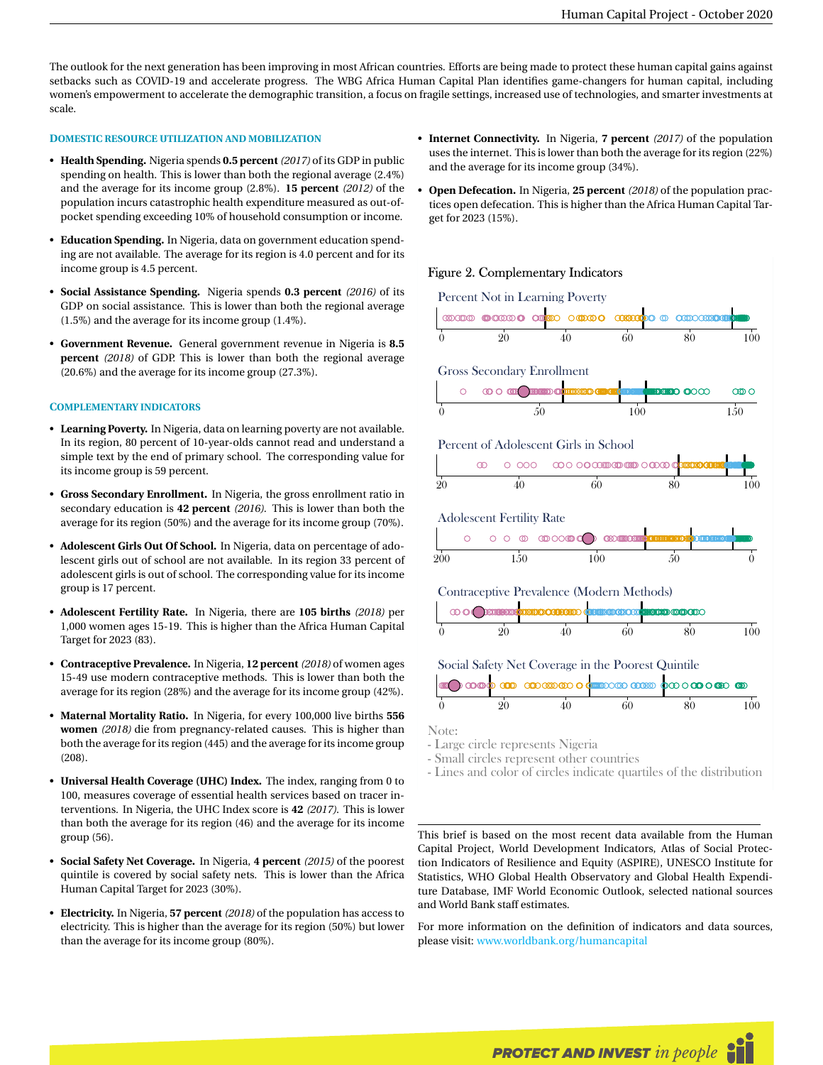The outlook for the next generation has been improving in most African countries. Efforts are being made to protect these human capital gains against setbacks such as COVID-19 and accelerate progress. The WBG Africa Human Capital Plan identifies game-changers for human capital, including women's empowerment to accelerate the demographic transition, a focus on fragile settings, increased use of technologies, and smarter investments at scale.

### DOMESTIC RESOURCE UTILIZATION AND MOBILIZATION

- **Health Spending.** Nigeria spends **0.5 percent** *(2017)* of its GDP in public spending on health. This is lower than both the regional average (2.4%) and the average for its income group (2.8%). **15 percent** *(2012)* of the population incurs catastrophic health expenditure measured as out-of-pocket spending exceeding 10% of household consumption or income.
- **Education Spending.** In Nigeria, data on government education spending are not available. The average for its region is 4.0 percent and for its income group is 4.5 percent.
- **Social Assistance Spending.** Nigeria spends **0.3 percent** *(2016)* of its GDP on social assistance. This is lower than both the regional average (1.5%) and the average for its income group (1.4%).
- **Government Revenue.** General government revenue in Nigeria is **8.5 percent** *(2018)* of GDP. This is lower than both the regional average (20.6%) and the average for its income group (27.3%).

### COMPLEMENTARY INDICATORS

- **Learning Poverty.** In Nigeria, data on learning poverty are not available. In its region, 80 percent of 10-year-olds cannot read and understand a simple text by the end of primary school. The corresponding value for its income group is 59 percent.
- **Gross Secondary Enrollment.** In Nigeria, the gross enrollment ratio in secondary education is **42 percent** *(2016)*. This is lower than both the average for its region (50%) and the average for its income group (70%).
- **Adolescent Girls Out Of School.** In Nigeria, data on percentage of adolescent girls out of school are not available. In its region 33 percent of adolescent girls is out of school. The corresponding value for its income group is 17 percent.
- **Adolescent Fertility Rate.** In Nigeria, there are **105 births** *(2018)* per 1,000 women ages 15-19. This is higher than the Africa Human Capital Target for 2023 (83).
- **Contraceptive Prevalence.** In Nigeria, **12 percent** *(2018)* of women ages 15-49 use modern contraceptive methods. This is lower than both the average for its region (28%) and the average for its income group (42%).
- **Maternal Mortality Ratio.** In Nigeria, for every 100,000 live births **556 women** *(2018)* die from pregnancy-related causes. This is higher than both the average for its region (445) and the average for its income group (208).
- **Universal Health Coverage (UHC) Index.** The index, ranging from 0 to 100, measures coverage of essential health services based on tracer interventions. In Nigeria, the UHC Index score is **42** *(2017)*. This is lower than both the average for its region (46) and the average for its income group (56).
- **Social Safety Net Coverage.** In Nigeria, **4 percent** *(2015)* of the poorest quintile is covered by social safety nets. This is lower than the Africa Human Capital Target for 2023 (30%).
- **Electricity.** In Nigeria, **57 percent** *(2018)* of the population has access to electricity. This is higher than the average for its region (50%) but lower than the average for its income group (80%).
- **Internet Connectivity.** In Nigeria, **7 percent** *(2017)* of the population uses the internet. This is lower than both the average for its region (22%) and the average for its income group (34%).
- **Open Defecation.** In Nigeria, **25 percent** *(2018)* of the population practices open defecation. This is higher than the Africa Human Capital Target for 2023 (15%).

Figure 2. Complementary Indicators

Percent Not in Learning Poverty
0 20 40 60 80 100

Gross Secondary Enrollment
0 50 100 150

Percent of Adolescent Girls in School
20 40 60 80 100

Adolescent Fertility Rate
200 150 100 50 0

Contraceptive Prevalence (Modern Methods)
0 20 40 60 80 100

Social Safety Net Coverage in the Poorest Quintile
0 20 40 60 80 100

Note:
- Large circle represents Nigeria
- Small circles represent other countries
- Lines and color of circles indicate quartiles of the distribution

This brief is based on the most recent data available from the Human Capital Project, World Development Indicators, Atlas of Social Protection Indicators of Resilience and Equity (ASPIRE), UNESCO Institute for Statistics, WHO Global Health Observatory and Global Health Expenditure Database, IMF World Economic Outlook, selected national sources and World Bank staff estimates.

For more information on the definition of indicators and data sources, please visit: www.worldbank.org/humancapital

**PROTECT AND INVEST** *in people*